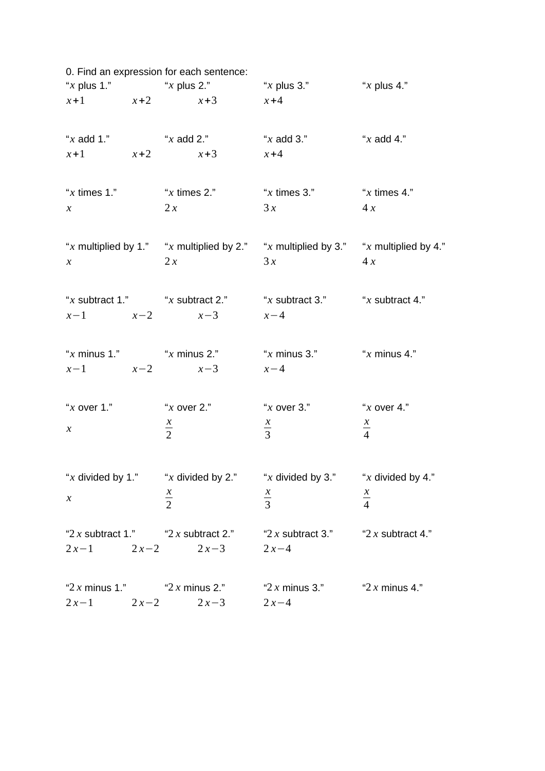0. Find an expression for each sentence:

| | | | |
|---|---|---|---|
| “$x$ plus 1.” | “$x$ plus 2.” | “$x$ plus 3.” | “$x$ plus 4.” |
| $x+1$ | $x+2$ | $x+3$ | $x+4$ |
| “$x$ add 1.” | “$x$ add 2.” | “$x$ add 3.” | “$x$ add 4.” |
| $x+1$ | $x+2$ | $x+3$ | $x+4$ |
| “$x$ times 1.” | “$x$ times 2.” | “$x$ times 3.” | “$x$ times 4.” |
| $x$ | $2x$ | $3x$ | $4x$ |
| “$x$ multiplied by 1.” | “$x$ multiplied by 2.” | “$x$ multiplied by 3.” | “$x$ multiplied by 4.” |
| $x$ | $2x$ | $3x$ | $4x$ |
| “$x$ subtract 1.” | “$x$ subtract 2.” | “$x$ subtract 3.” | “$x$ subtract 4.” |
| $x-1$ | $x-2$ | $x-3$ | $x-4$ |
| “$x$ minus 1.” | “$x$ minus 2.” | “$x$ minus 3.” | “$x$ minus 4.” |
| $x-1$ | $x-2$ | $x-3$ | $x-4$ |
| “$x$ over 1.” | “$x$ over 2.” | “$x$ over 3.” | “$x$ over 4.” |
| $x$ | $\frac{x}{2}$ | $\frac{x}{3}$ | $\frac{x}{4}$ |
| “$x$ divided by 1.” | “$x$ divided by 2.” | “$x$ divided by 3.” | “$x$ divided by 4.” |
| $x$ | $\frac{x}{2}$ | $\frac{x}{3}$ | $\frac{x}{4}$ |
| “$2x$ subtract 1.” | “$2x$ subtract 2.” | “$2x$ subtract 3.” | “$2x$ subtract 4.” |
| $2x-1$ | $2x-2$ | $2x-3$ | $2x-4$ |
| “$2x$ minus 1.” | “$2x$ minus 2.” | “$2x$ minus 3.” | “$2x$ minus 4.” |
| $2x-1$ | $2x-2$ | $2x-3$ | $2x-4$ |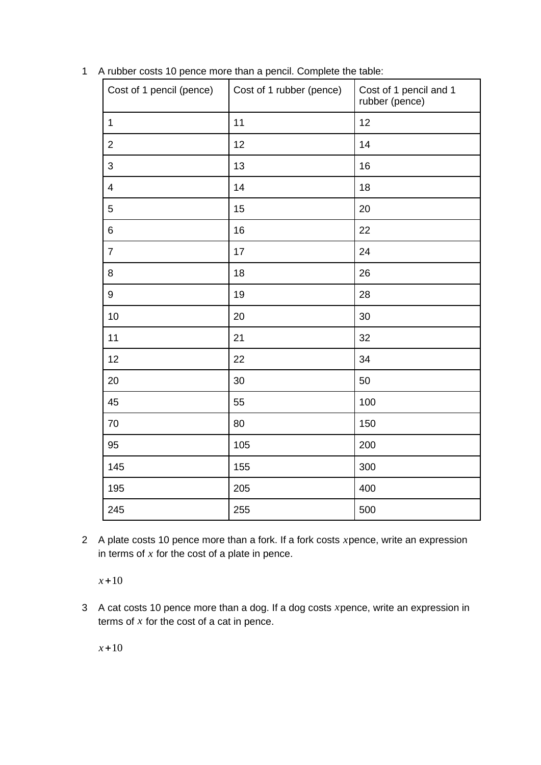1 A rubber costs 10 pence more than a pencil. Complete the table:

| Cost of 1 pencil (pence) | Cost of 1 rubber (pence) | Cost of 1 pencil and 1 rubber (pence) |
| --- | --- | --- |
| 1 | 11 | 12 |
| 2 | 12 | 14 |
| 3 | 13 | 16 |
| 4 | 14 | 18 |
| 5 | 15 | 20 |
| 6 | 16 | 22 |
| 7 | 17 | 24 |
| 8 | 18 | 26 |
| 9 | 19 | 28 |
| 10 | 20 | 30 |
| 11 | 21 | 32 |
| 12 | 22 | 34 |
| 20 | 30 | 50 |
| 45 | 55 | 100 |
| 70 | 80 | 150 |
| 95 | 105 | 200 |
| 145 | 155 | 300 |
| 195 | 205 | 400 |
| 245 | 255 | 500 |

2 A plate costs 10 pence more than a fork. If a fork costs $x$ pence, write an expression in terms of $x$ for the cost of a plate in pence.

$x+10$

3 A cat costs 10 pence more than a dog. If a dog costs $x$ pence, write an expression in terms of $x$ for the cost of a cat in pence.

$x+10$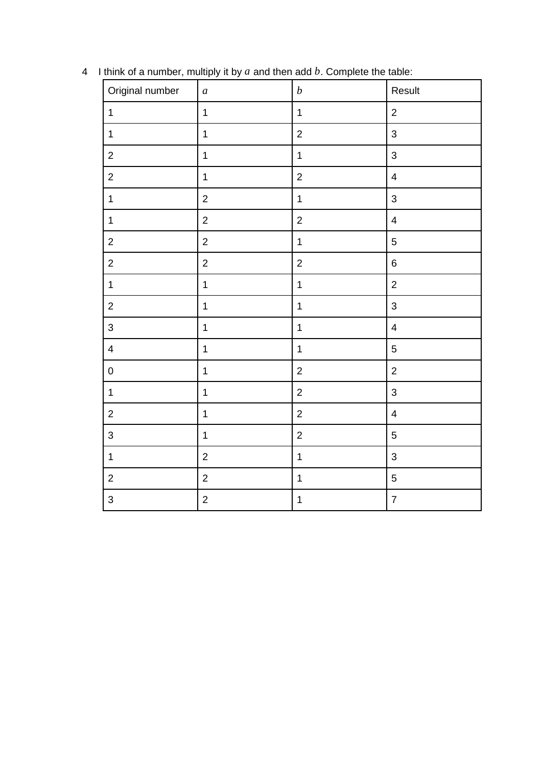4 I think of a number, multiply it by $a$ and then add $b$. Complete the table:

| Original number | $a$ | $b$ | Result |
|---|---|---|---|
| 1 | 1 | 1 | 2 |
| 1 | 1 | 2 | 3 |
| 2 | 1 | 1 | 3 |
| 2 | 1 | 2 | 4 |
| 1 | 2 | 1 | 3 |
| 1 | 2 | 2 | 4 |
| 2 | 2 | 1 | 5 |
| 2 | 2 | 2 | 6 |
| 1 | 1 | 1 | 2 |
| 2 | 1 | 1 | 3 |
| 3 | 1 | 1 | 4 |
| 4 | 1 | 1 | 5 |
| 0 | 1 | 2 | 2 |
| 1 | 1 | 2 | 3 |
| 2 | 1 | 2 | 4 |
| 3 | 1 | 2 | 5 |
| 1 | 2 | 1 | 3 |
| 2 | 2 | 1 | 5 |
| 3 | 2 | 1 | 7 |